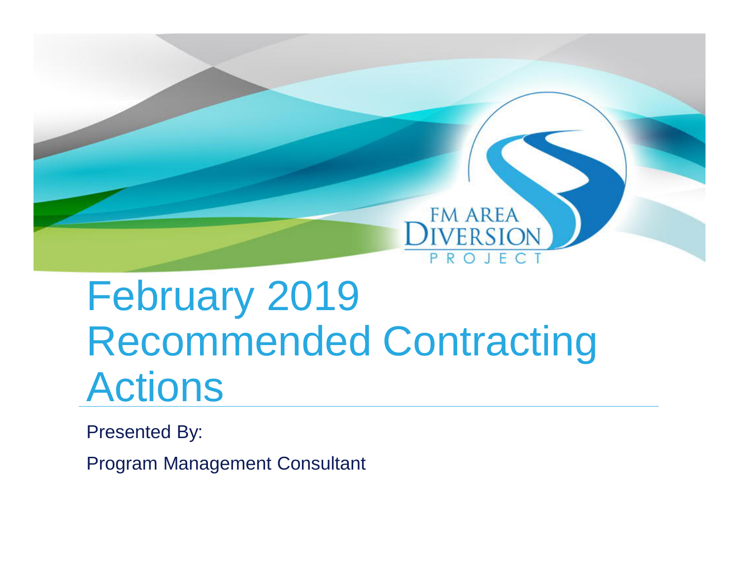FM AREA DIVERSION PROJECT

# February 2019 Recommended Contracting Actions

Presented By:

Program Management Consultant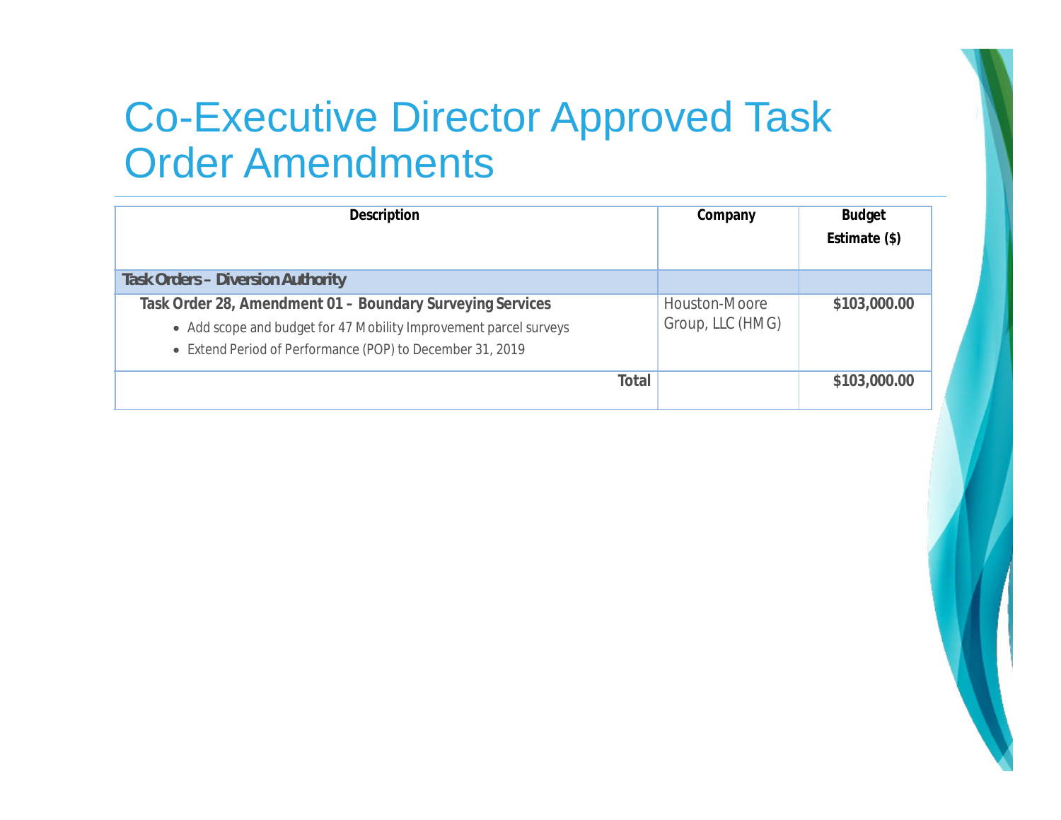# Co-Executive Director Approved Task Order Amendments

| Description | Company | Budget Estimate ($) |
|---|---|---|
| **Task Orders – Diversion Authority** | | |
| **Task Order 28, Amendment 01 – Boundary Surveying Services**<br>• Add scope and budget for 47 Mobility Improvement parcel surveys<br>• Extend Period of Performance (POP) to December 31, 2019 | Houston-Moore Group, LLC (HMG) | **$103,000.00** |
| **Total** | | **$103,000.00** |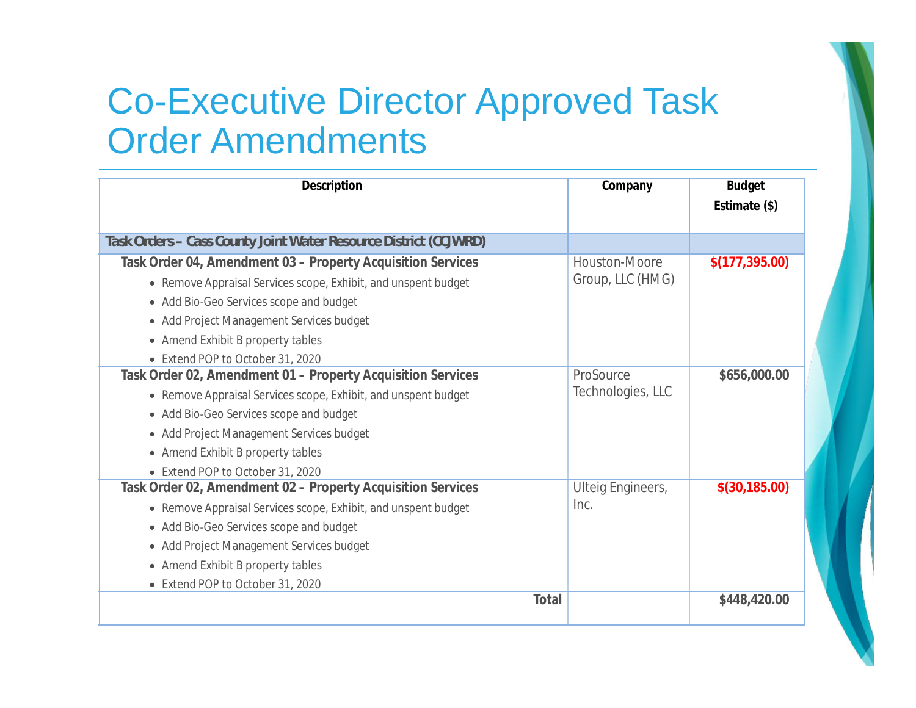# Co-Executive Director Approved Task Order Amendments

| Description | Company | Budget Estimate ($) |
|---|---|---|
| **Task Orders – Cass County Joint Water Resource District (CCJWRD)** | | |
| **Task Order 04, Amendment 03 – Property Acquisition Services**<br>• Remove Appraisal Services scope, Exhibit, and unspent budget<br>• Add Bio-Geo Services scope and budget<br>• Add Project Management Services budget<br>• Amend Exhibit B property tables<br>• Extend POP to October 31, 2020 | Houston-Moore Group, LLC (HMG) | **$(177,395.00)** |
| **Task Order 02, Amendment 01 – Property Acquisition Services**<br>• Remove Appraisal Services scope, Exhibit, and unspent budget<br>• Add Bio-Geo Services scope and budget<br>• Add Project Management Services budget<br>• Amend Exhibit B property tables<br>• Extend POP to October 31, 2020 | ProSource Technologies, LLC | **$656,000.00** |
| **Task Order 02, Amendment 02 – Property Acquisition Services**<br>• Remove Appraisal Services scope, Exhibit, and unspent budget<br>• Add Bio-Geo Services scope and budget<br>• Add Project Management Services budget<br>• Amend Exhibit B property tables<br>• Extend POP to October 31, 2020 | Ulteig Engineers, Inc. | **$(30,185.00)** |
| **Total** | | **$448,420.00** |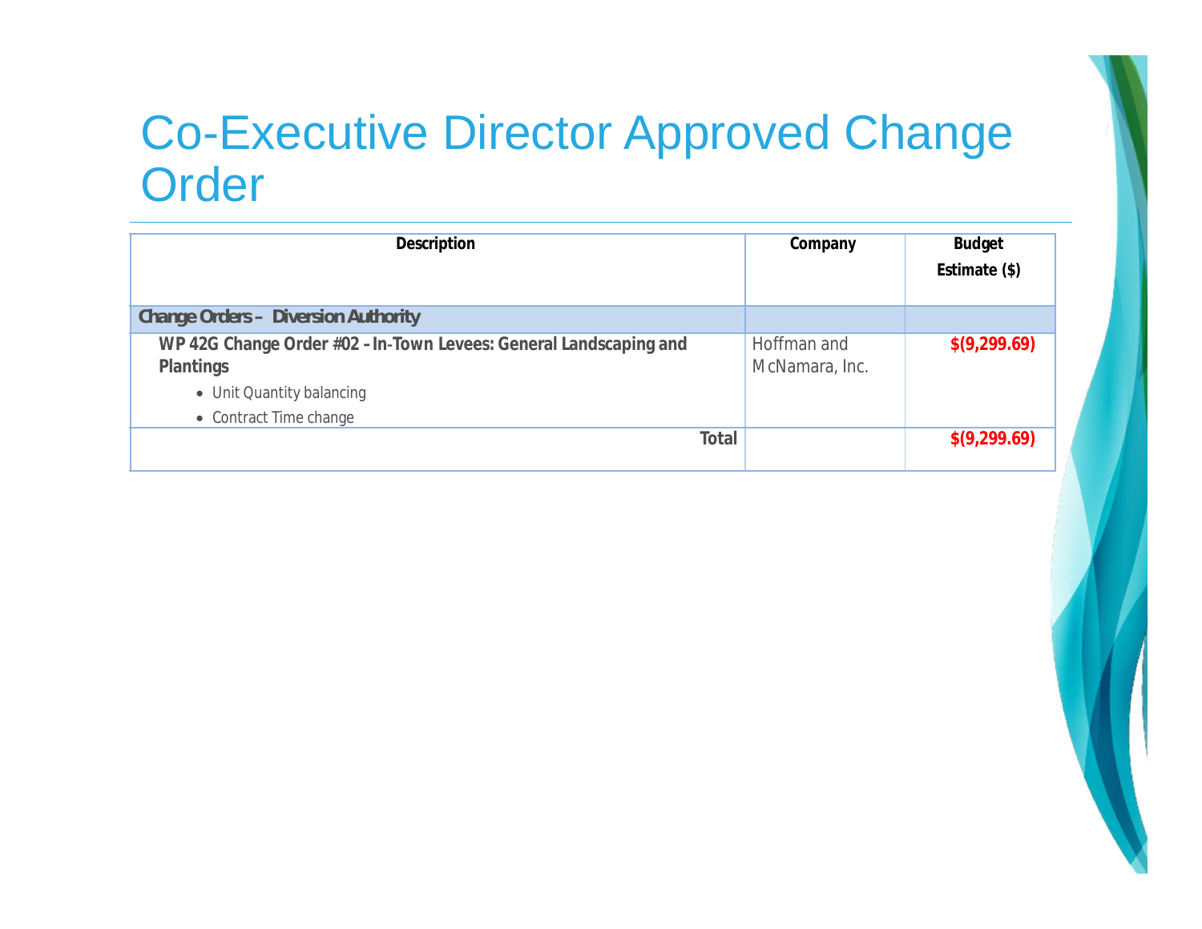# Co-Executive Director Approved Change Order

| Description | Company | Budget Estimate ($) |
|---|---|---|
| **Change Orders – Diversion Authority** | | |
| **WP 42G Change Order #02 - In-Town Levees: General Landscaping and Plantings**<br>• Unit Quantity balancing<br>• Contract Time change | Hoffman and McNamara, Inc. | **$(9,299.69)** |
| **Total** | | **$(9,299.69)** |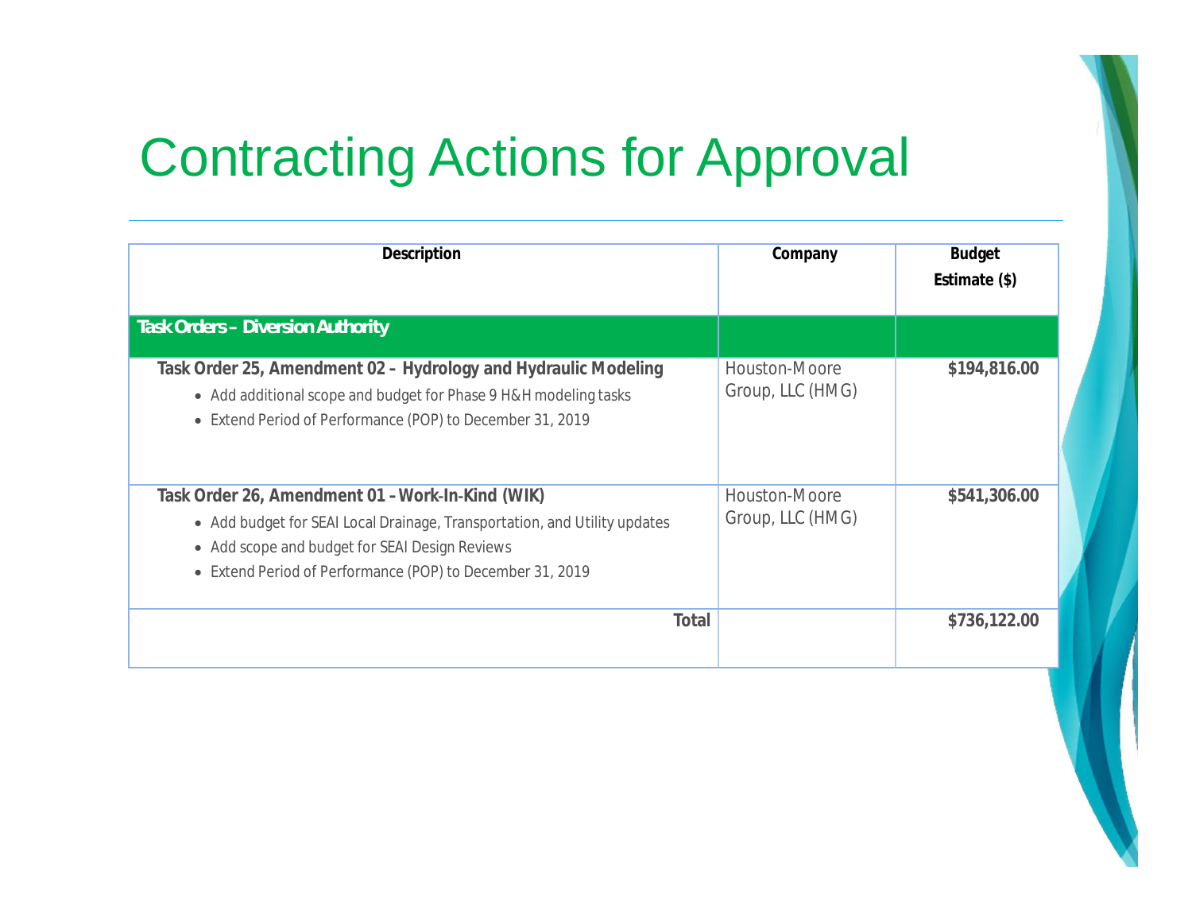# Contracting Actions for Approval

| Description | Company | Budget Estimate ($) |
|---|---|---|
| **Task Orders – Diversion Authority** | | |
| **Task Order 25, Amendment 02 – Hydrology and Hydraulic Modeling**<br>• Add additional scope and budget for Phase 9 H&H modeling tasks<br>• Extend Period of Performance (POP) to December 31, 2019 | Houston-Moore Group, LLC (HMG) | **$194,816.00** |
| **Task Order 26, Amendment 01 – Work-In-Kind (WIK)**<br>• Add budget for SEAI Local Drainage, Transportation, and Utility updates<br>• Add scope and budget for SEAI Design Reviews<br>• Extend Period of Performance (POP) to December 31, 2019 | Houston-Moore Group, LLC (HMG) | **$541,306.00** |
| **Total** | | **$736,122.00** |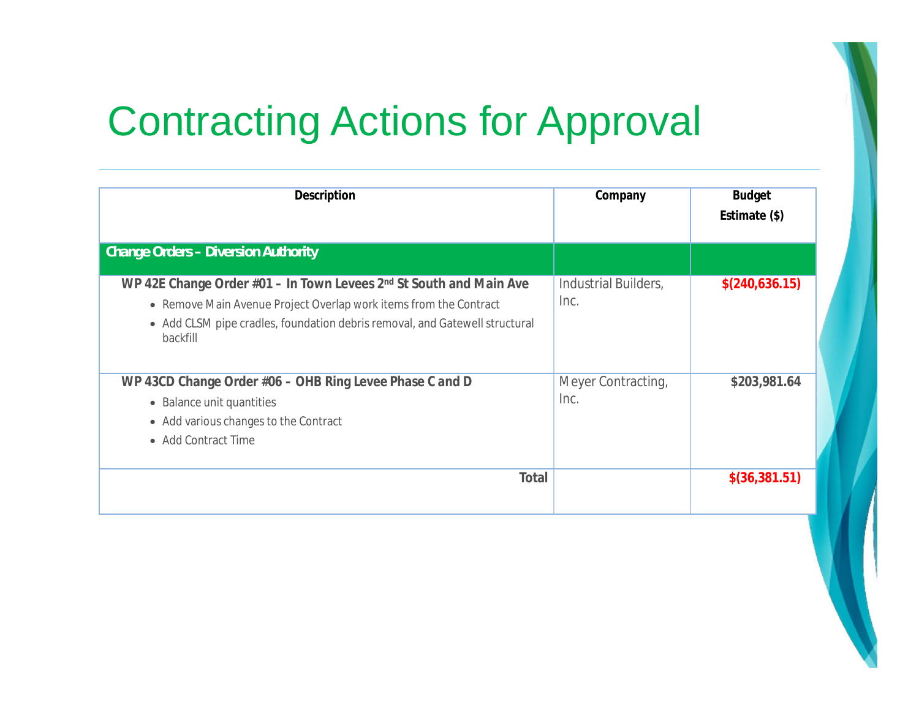# Contracting Actions for Approval

| Description | Company | Budget Estimate ($) |
| --- | --- | --- |
| **Change Orders – Diversion Authority** | | |
| **WP 42E Change Order #01 – In Town Levees 2nd St South and Main Ave**<br>• Remove Main Avenue Project Overlap work items from the Contract<br>• Add CLSM pipe cradles, foundation debris removal, and Gatewell structural backfill | Industrial Builders, Inc. | **$(240,636.15)** |
| **WP 43CD Change Order #06 – OHB Ring Levee Phase C and D**<br>• Balance unit quantities<br>• Add various changes to the Contract<br>• Add Contract Time | Meyer Contracting, Inc. | **$203,981.64** |
| **Total** | | **$(36,381.51)** |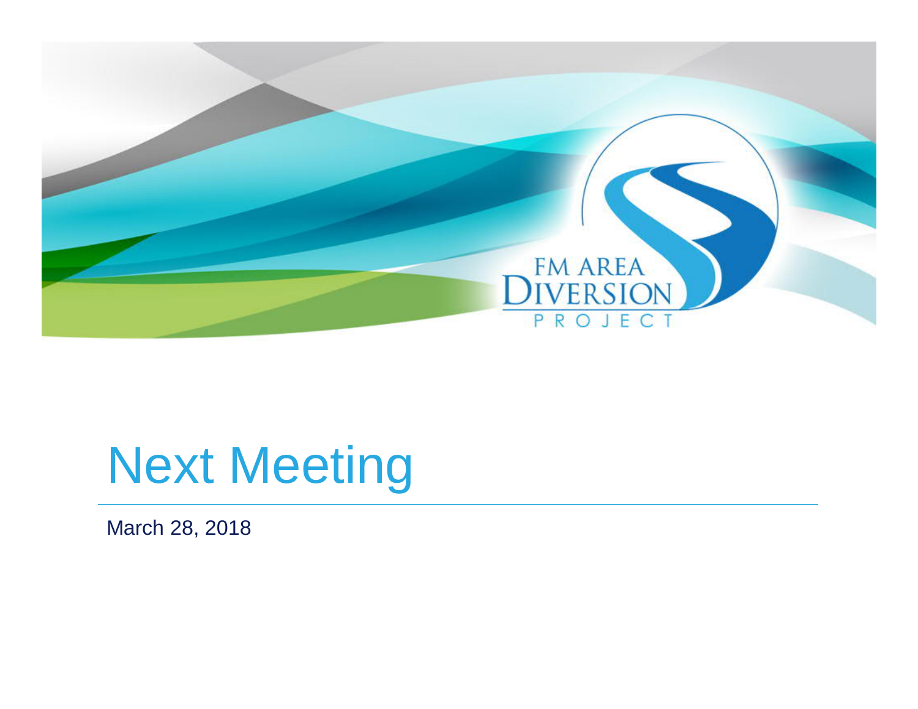# Next Meeting

March 28, 2018